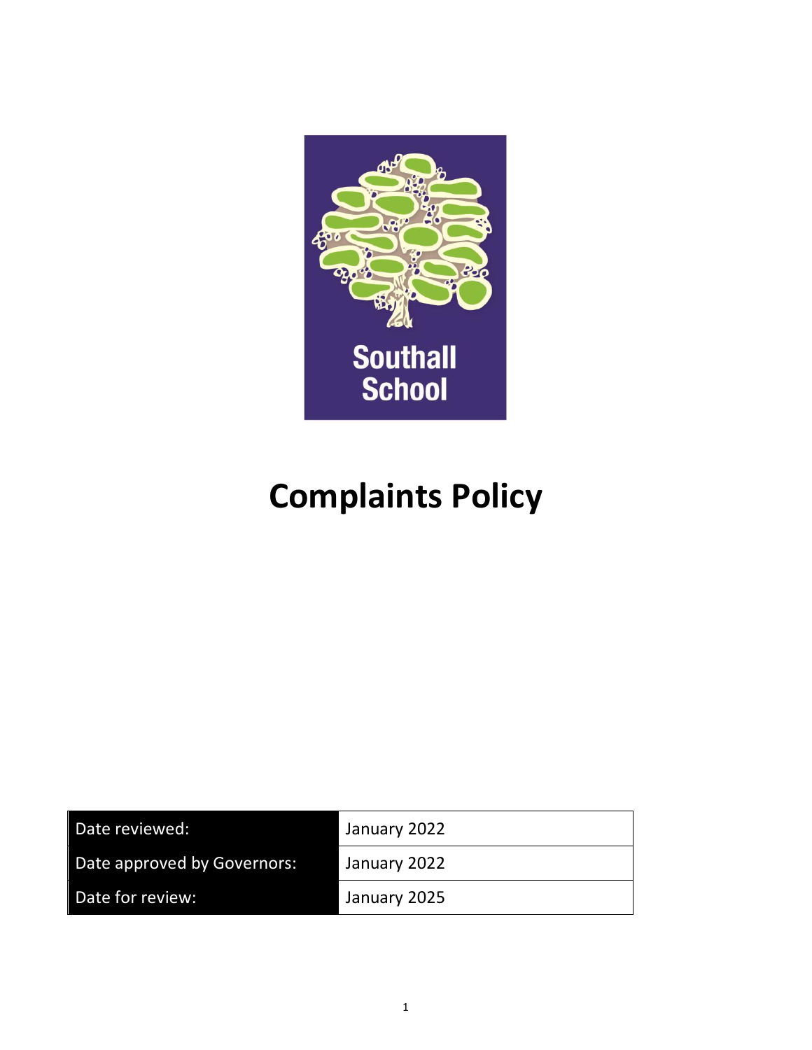Southall School

# Complaints Policy

| Date reviewed: | January 2022 |
| --- | --- |
| Date approved by Governors: | January 2022 |
| Date for review: | January 2025 |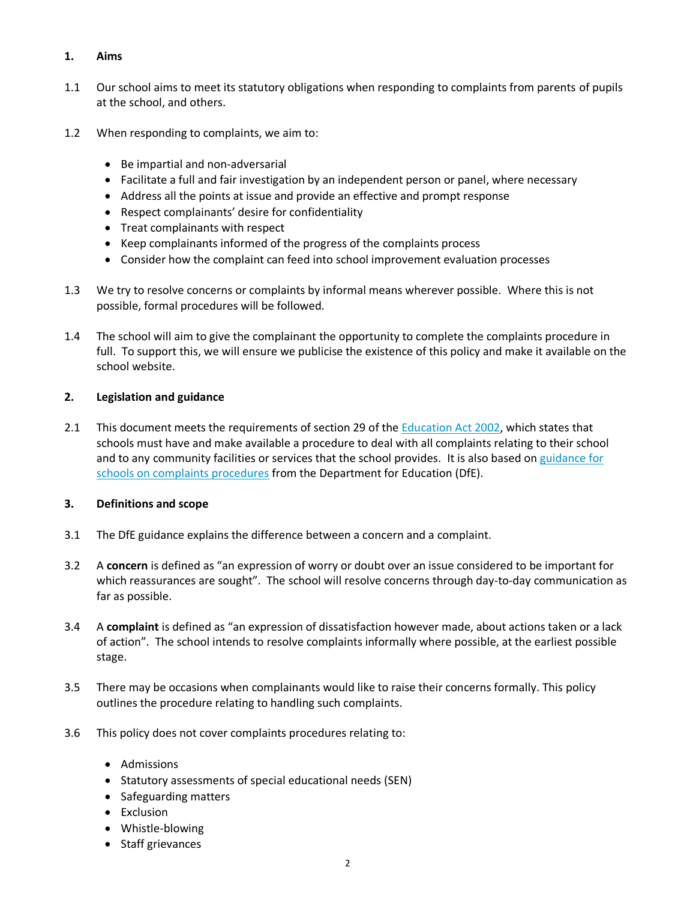## 1. Aims

1.1 Our school aims to meet its statutory obligations when responding to complaints from parents of pupils at the school, and others.

1.2 When responding to complaints, we aim to:

- Be impartial and non-adversarial
- Facilitate a full and fair investigation by an independent person or panel, where necessary
- Address all the points at issue and provide an effective and prompt response
- Respect complainants' desire for confidentiality
- Treat complainants with respect
- Keep complainants informed of the progress of the complaints process
- Consider how the complaint can feed into school improvement evaluation processes

1.3 We try to resolve concerns or complaints by informal means wherever possible. Where this is not possible, formal procedures will be followed.

1.4 The school will aim to give the complainant the opportunity to complete the complaints procedure in full. To support this, we will ensure we publicise the existence of this policy and make it available on the school website.

## 2. Legislation and guidance

2.1 This document meets the requirements of section 29 of the Education Act 2002, which states that schools must have and make available a procedure to deal with all complaints relating to their school and to any community facilities or services that the school provides. It is also based on guidance for schools on complaints procedures from the Department for Education (DfE).

## 3. Definitions and scope

3.1 The DfE guidance explains the difference between a concern and a complaint.

3.2 A **concern** is defined as "an expression of worry or doubt over an issue considered to be important for which reassurances are sought". The school will resolve concerns through day-to-day communication as far as possible.

3.4 A **complaint** is defined as "an expression of dissatisfaction however made, about actions taken or a lack of action". The school intends to resolve complaints informally where possible, at the earliest possible stage.

3.5 There may be occasions when complainants would like to raise their concerns formally. This policy outlines the procedure relating to handling such complaints.

3.6 This policy does not cover complaints procedures relating to:

- Admissions
- Statutory assessments of special educational needs (SEN)
- Safeguarding matters
- Exclusion
- Whistle-blowing
- Staff grievances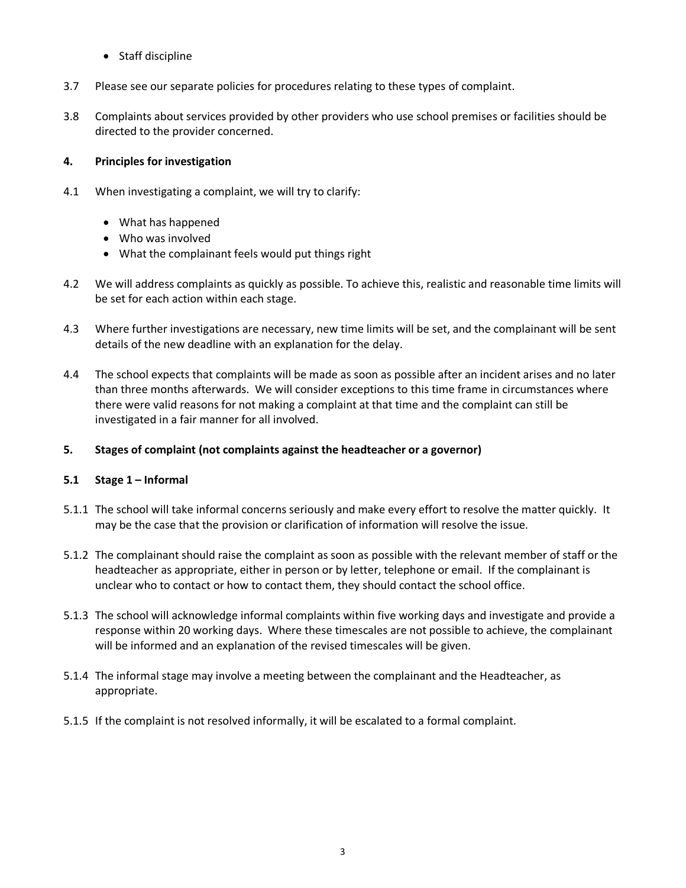- Staff discipline

3.7 Please see our separate policies for procedures relating to these types of complaint.

3.8 Complaints about services provided by other providers who use school premises or facilities should be directed to the provider concerned.

## 4. Principles for investigation

4.1 When investigating a complaint, we will try to clarify:

- What has happened
- Who was involved
- What the complainant feels would put things right

4.2 We will address complaints as quickly as possible. To achieve this, realistic and reasonable time limits will be set for each action within each stage.

4.3 Where further investigations are necessary, new time limits will be set, and the complainant will be sent details of the new deadline with an explanation for the delay.

4.4 The school expects that complaints will be made as soon as possible after an incident arises and no later than three months afterwards. We will consider exceptions to this time frame in circumstances where there were valid reasons for not making a complaint at that time and the complaint can still be investigated in a fair manner for all involved.

## 5. Stages of complaint (not complaints against the headteacher or a governor)

### 5.1 Stage 1 – Informal

5.1.1 The school will take informal concerns seriously and make every effort to resolve the matter quickly. It may be the case that the provision or clarification of information will resolve the issue.

5.1.2 The complainant should raise the complaint as soon as possible with the relevant member of staff or the headteacher as appropriate, either in person or by letter, telephone or email. If the complainant is unclear who to contact or how to contact them, they should contact the school office.

5.1.3 The school will acknowledge informal complaints within five working days and investigate and provide a response within 20 working days. Where these timescales are not possible to achieve, the complainant will be informed and an explanation of the revised timescales will be given.

5.1.4 The informal stage may involve a meeting between the complainant and the Headteacher, as appropriate.

5.1.5 If the complaint is not resolved informally, it will be escalated to a formal complaint.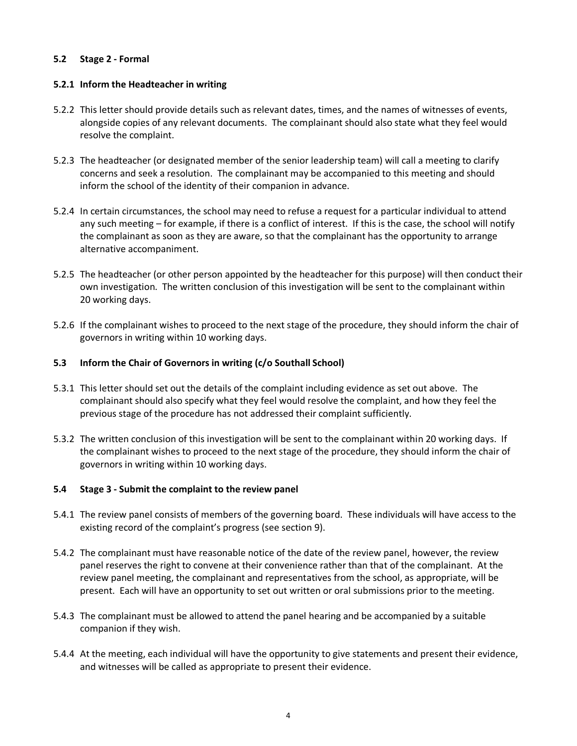**5.2 Stage 2 - Formal**

**5.2.1 Inform the Headteacher in writing**

5.2.2 This letter should provide details such as relevant dates, times, and the names of witnesses of events, alongside copies of any relevant documents. The complainant should also state what they feel would resolve the complaint.

5.2.3 The headteacher (or designated member of the senior leadership team) will call a meeting to clarify concerns and seek a resolution. The complainant may be accompanied to this meeting and should inform the school of the identity of their companion in advance.

5.2.4 In certain circumstances, the school may need to refuse a request for a particular individual to attend any such meeting – for example, if there is a conflict of interest. If this is the case, the school will notify the complainant as soon as they are aware, so that the complainant has the opportunity to arrange alternative accompaniment.

5.2.5 The headteacher (or other person appointed by the headteacher for this purpose) will then conduct their own investigation. The written conclusion of this investigation will be sent to the complainant within 20 working days.

5.2.6 If the complainant wishes to proceed to the next stage of the procedure, they should inform the chair of governors in writing within 10 working days.

**5.3 Inform the Chair of Governors in writing (c/o Southall School)**

5.3.1 This letter should set out the details of the complaint including evidence as set out above. The complainant should also specify what they feel would resolve the complaint, and how they feel the previous stage of the procedure has not addressed their complaint sufficiently.

5.3.2 The written conclusion of this investigation will be sent to the complainant within 20 working days. If the complainant wishes to proceed to the next stage of the procedure, they should inform the chair of governors in writing within 10 working days.

**5.4 Stage 3 - Submit the complaint to the review panel**

5.4.1 The review panel consists of members of the governing board. These individuals will have access to the existing record of the complaint's progress (see section 9).

5.4.2 The complainant must have reasonable notice of the date of the review panel, however, the review panel reserves the right to convene at their convenience rather than that of the complainant. At the review panel meeting, the complainant and representatives from the school, as appropriate, will be present. Each will have an opportunity to set out written or oral submissions prior to the meeting.

5.4.3 The complainant must be allowed to attend the panel hearing and be accompanied by a suitable companion if they wish.

5.4.4 At the meeting, each individual will have the opportunity to give statements and present their evidence, and witnesses will be called as appropriate to present their evidence.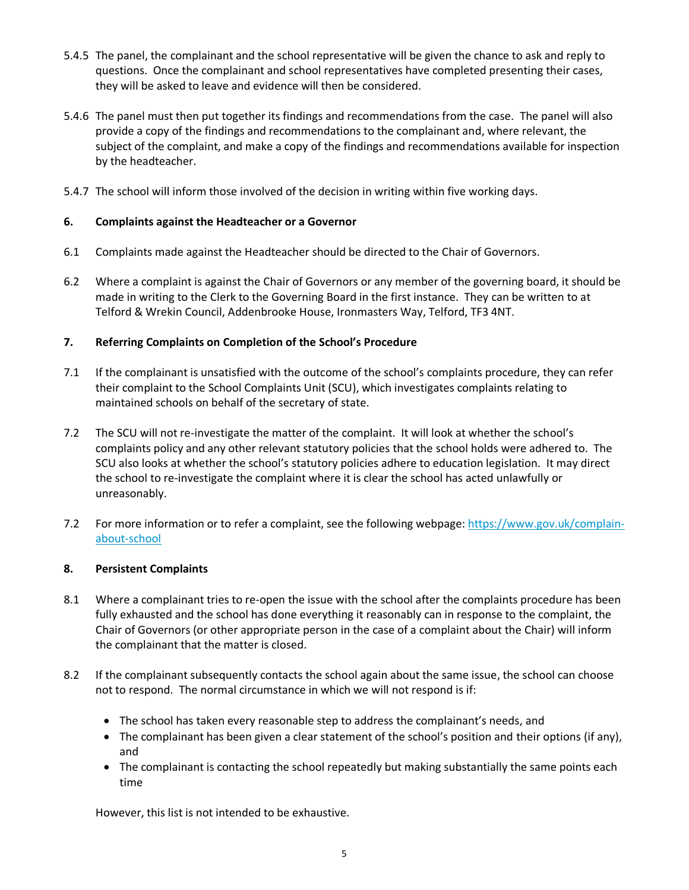5.4.5 The panel, the complainant and the school representative will be given the chance to ask and reply to questions. Once the complainant and school representatives have completed presenting their cases, they will be asked to leave and evidence will then be considered.

5.4.6 The panel must then put together its findings and recommendations from the case. The panel will also provide a copy of the findings and recommendations to the complainant and, where relevant, the subject of the complaint, and make a copy of the findings and recommendations available for inspection by the headteacher.

5.4.7 The school will inform those involved of the decision in writing within five working days.

## 6. Complaints against the Headteacher or a Governor

6.1 Complaints made against the Headteacher should be directed to the Chair of Governors.

6.2 Where a complaint is against the Chair of Governors or any member of the governing board, it should be made in writing to the Clerk to the Governing Board in the first instance. They can be written to at Telford & Wrekin Council, Addenbrooke House, Ironmasters Way, Telford, TF3 4NT.

## 7. Referring Complaints on Completion of the School's Procedure

7.1 If the complainant is unsatisfied with the outcome of the school's complaints procedure, they can refer their complaint to the School Complaints Unit (SCU), which investigates complaints relating to maintained schools on behalf of the secretary of state.

7.2 The SCU will not re-investigate the matter of the complaint. It will look at whether the school's complaints policy and any other relevant statutory policies that the school holds were adhered to. The SCU also looks at whether the school's statutory policies adhere to education legislation. It may direct the school to re-investigate the complaint where it is clear the school has acted unlawfully or unreasonably.

7.2 For more information or to refer a complaint, see the following webpage: [https://www.gov.uk/complain-about-school](https://www.gov.uk/complain-about-school)

## 8. Persistent Complaints

8.1 Where a complainant tries to re-open the issue with the school after the complaints procedure has been fully exhausted and the school has done everything it reasonably can in response to the complaint, the Chair of Governors (or other appropriate person in the case of a complaint about the Chair) will inform the complainant that the matter is closed.

8.2 If the complainant subsequently contacts the school again about the same issue, the school can choose not to respond. The normal circumstance in which we will not respond is if:

- The school has taken every reasonable step to address the complainant's needs, and
- The complainant has been given a clear statement of the school's position and their options (if any), and
- The complainant is contacting the school repeatedly but making substantially the same points each time

However, this list is not intended to be exhaustive.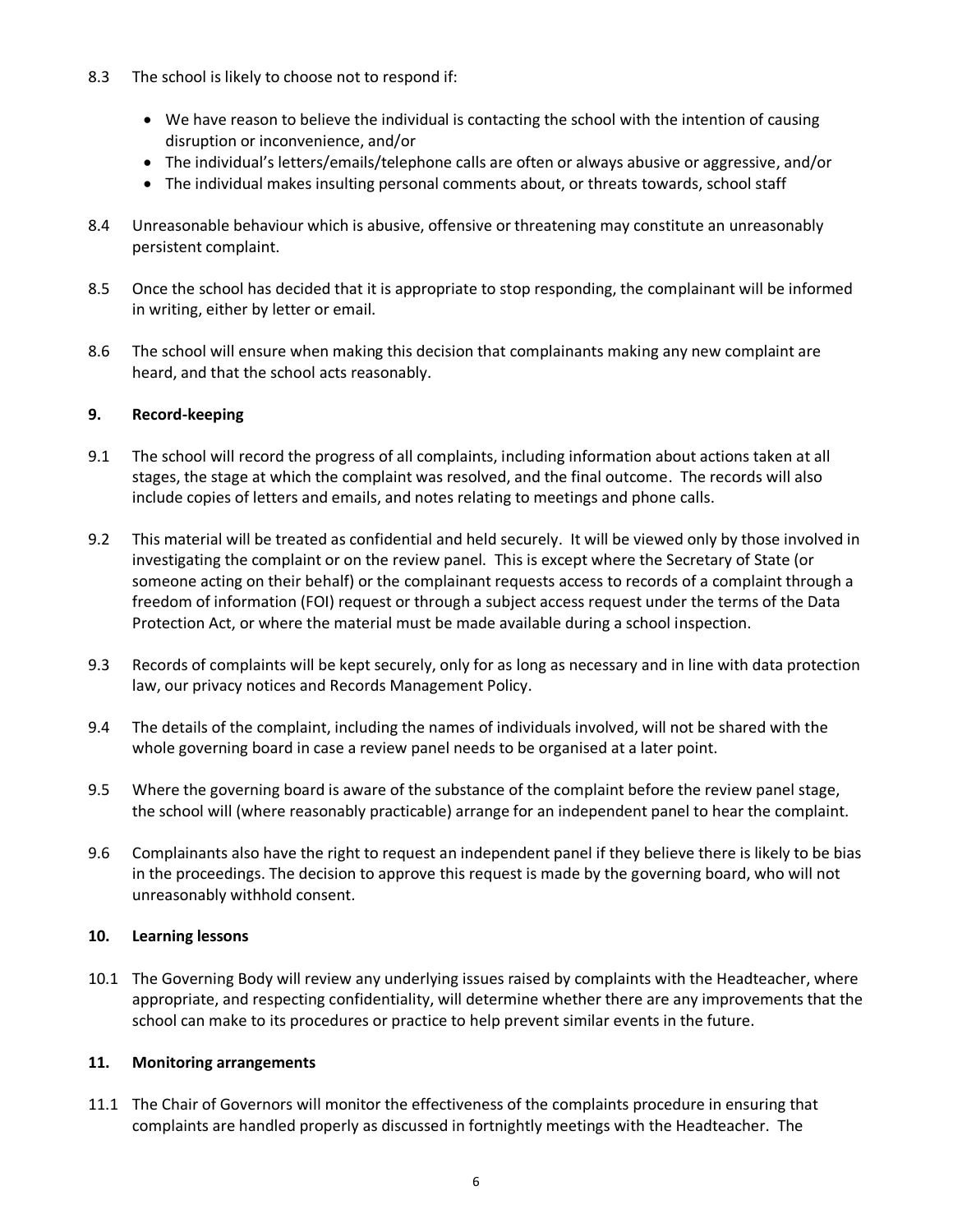8.3 The school is likely to choose not to respond if:

- We have reason to believe the individual is contacting the school with the intention of causing disruption or inconvenience, and/or
- The individual's letters/emails/telephone calls are often or always abusive or aggressive, and/or
- The individual makes insulting personal comments about, or threats towards, school staff

8.4 Unreasonable behaviour which is abusive, offensive or threatening may constitute an unreasonably persistent complaint.

8.5 Once the school has decided that it is appropriate to stop responding, the complainant will be informed in writing, either by letter or email.

8.6 The school will ensure when making this decision that complainants making any new complaint are heard, and that the school acts reasonably.

## 9. Record-keeping

9.1 The school will record the progress of all complaints, including information about actions taken at all stages, the stage at which the complaint was resolved, and the final outcome. The records will also include copies of letters and emails, and notes relating to meetings and phone calls.

9.2 This material will be treated as confidential and held securely. It will be viewed only by those involved in investigating the complaint or on the review panel. This is except where the Secretary of State (or someone acting on their behalf) or the complainant requests access to records of a complaint through a freedom of information (FOI) request or through a subject access request under the terms of the Data Protection Act, or where the material must be made available during a school inspection.

9.3 Records of complaints will be kept securely, only for as long as necessary and in line with data protection law, our privacy notices and Records Management Policy.

9.4 The details of the complaint, including the names of individuals involved, will not be shared with the whole governing board in case a review panel needs to be organised at a later point.

9.5 Where the governing board is aware of the substance of the complaint before the review panel stage, the school will (where reasonably practicable) arrange for an independent panel to hear the complaint.

9.6 Complainants also have the right to request an independent panel if they believe there is likely to be bias in the proceedings. The decision to approve this request is made by the governing board, who will not unreasonably withhold consent.

## 10. Learning lessons

10.1 The Governing Body will review any underlying issues raised by complaints with the Headteacher, where appropriate, and respecting confidentiality, will determine whether there are any improvements that the school can make to its procedures or practice to help prevent similar events in the future.

## 11. Monitoring arrangements

11.1 The Chair of Governors will monitor the effectiveness of the complaints procedure in ensuring that complaints are handled properly as discussed in fortnightly meetings with the Headteacher. The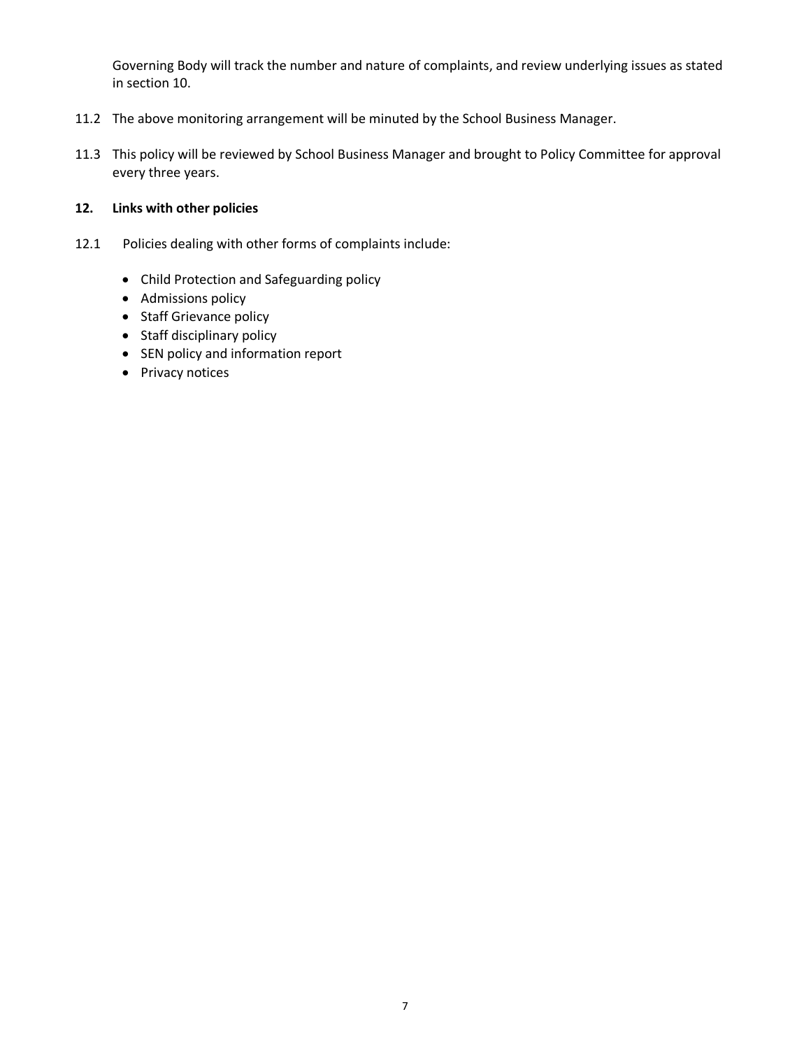Governing Body will track the number and nature of complaints, and review underlying issues as stated in section 10.

11.2 The above monitoring arrangement will be minuted by the School Business Manager.

11.3 This policy will be reviewed by School Business Manager and brought to Policy Committee for approval every three years.

## 12. Links with other policies

12.1 Policies dealing with other forms of complaints include:

- Child Protection and Safeguarding policy
- Admissions policy
- Staff Grievance policy
- Staff disciplinary policy
- SEN policy and information report
- Privacy notices